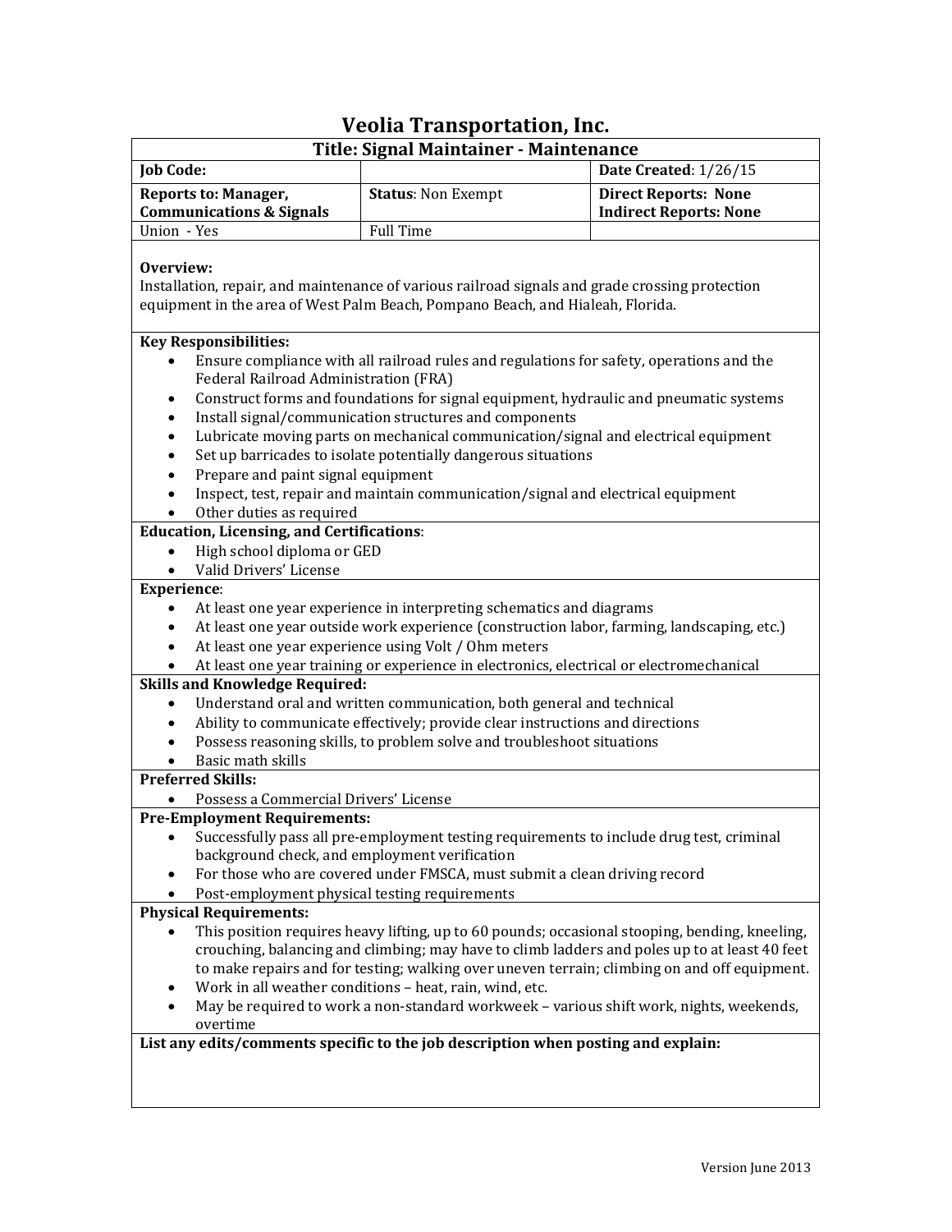# Veolia Transportation, Inc.

## Title: Signal Maintainer - Maintenance

| **Job Code:** | | **Date Created**: 1/26/15 |
|---|---|---|
| **Reports to: Manager, Communications & Signals** | **Status**: Non Exempt | **Direct Reports: None** **Indirect Reports: None** |
| Union - Yes | Full Time | |

**Overview:**
Installation, repair, and maintenance of various railroad signals and grade crossing protection equipment in the area of West Palm Beach, Pompano Beach, and Hialeah, Florida.

**Key Responsibilities:**

- Ensure compliance with all railroad rules and regulations for safety, operations and the Federal Railroad Administration (FRA)
- Construct forms and foundations for signal equipment, hydraulic and pneumatic systems
- Install signal/communication structures and components
- Lubricate moving parts on mechanical communication/signal and electrical equipment
- Set up barricades to isolate potentially dangerous situations
- Prepare and paint signal equipment
- Inspect, test, repair and maintain communication/signal and electrical equipment
- Other duties as required

**Education, Licensing, and Certifications**:

- High school diploma or GED
- Valid Drivers' License

**Experience**:

- At least one year experience in interpreting schematics and diagrams
- At least one year outside work experience (construction labor, farming, landscaping, etc.)
- At least one year experience using Volt / Ohm meters
- At least one year training or experience in electronics, electrical or electromechanical

**Skills and Knowledge Required:**

- Understand oral and written communication, both general and technical
- Ability to communicate effectively; provide clear instructions and directions
- Possess reasoning skills, to problem solve and troubleshoot situations
- Basic math skills

**Preferred Skills:**

- Possess a Commercial Drivers' License

**Pre-Employment Requirements:**

- Successfully pass all pre-employment testing requirements to include drug test, criminal background check, and employment verification
- For those who are covered under FMSCA, must submit a clean driving record
- Post-employment physical testing requirements

**Physical Requirements:**

- This position requires heavy lifting, up to 60 pounds; occasional stooping, bending, kneeling, crouching, balancing and climbing; may have to climb ladders and poles up to at least 40 feet to make repairs and for testing; walking over uneven terrain; climbing on and off equipment.
- Work in all weather conditions – heat, rain, wind, etc.
- May be required to work a non-standard workweek – various shift work, nights, weekends, overtime

**List any edits/comments specific to the job description when posting and explain:**

Version June 2013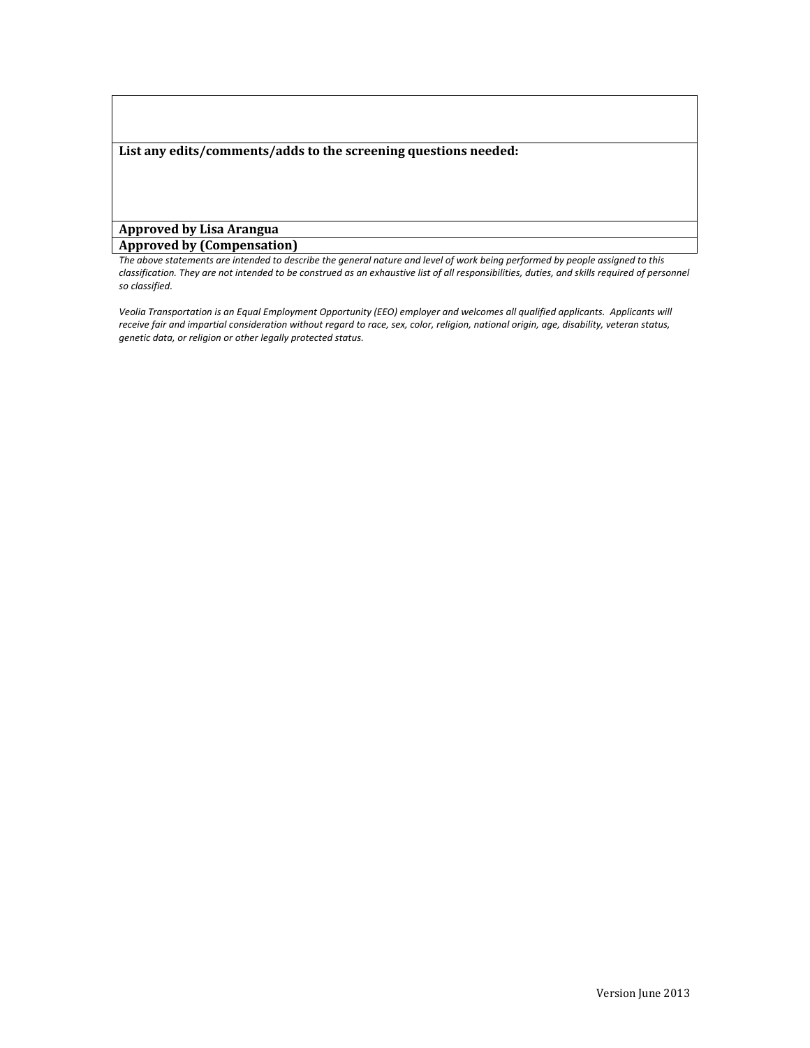**List any edits/comments/adds to the screening questions needed:**

**Approved by Lisa Arangua**

**Approved by (Compensation)**

*The above statements are intended to describe the general nature and level of work being performed by people assigned to this classification. They are not intended to be construed as an exhaustive list of all responsibilities, duties, and skills required of personnel so classified.*

*Veolia Transportation is an Equal Employment Opportunity (EEO) employer and welcomes all qualified applicants. Applicants will receive fair and impartial consideration without regard to race, sex, color, religion, national origin, age, disability, veteran status, genetic data, or religion or other legally protected status.*

Version June 2013